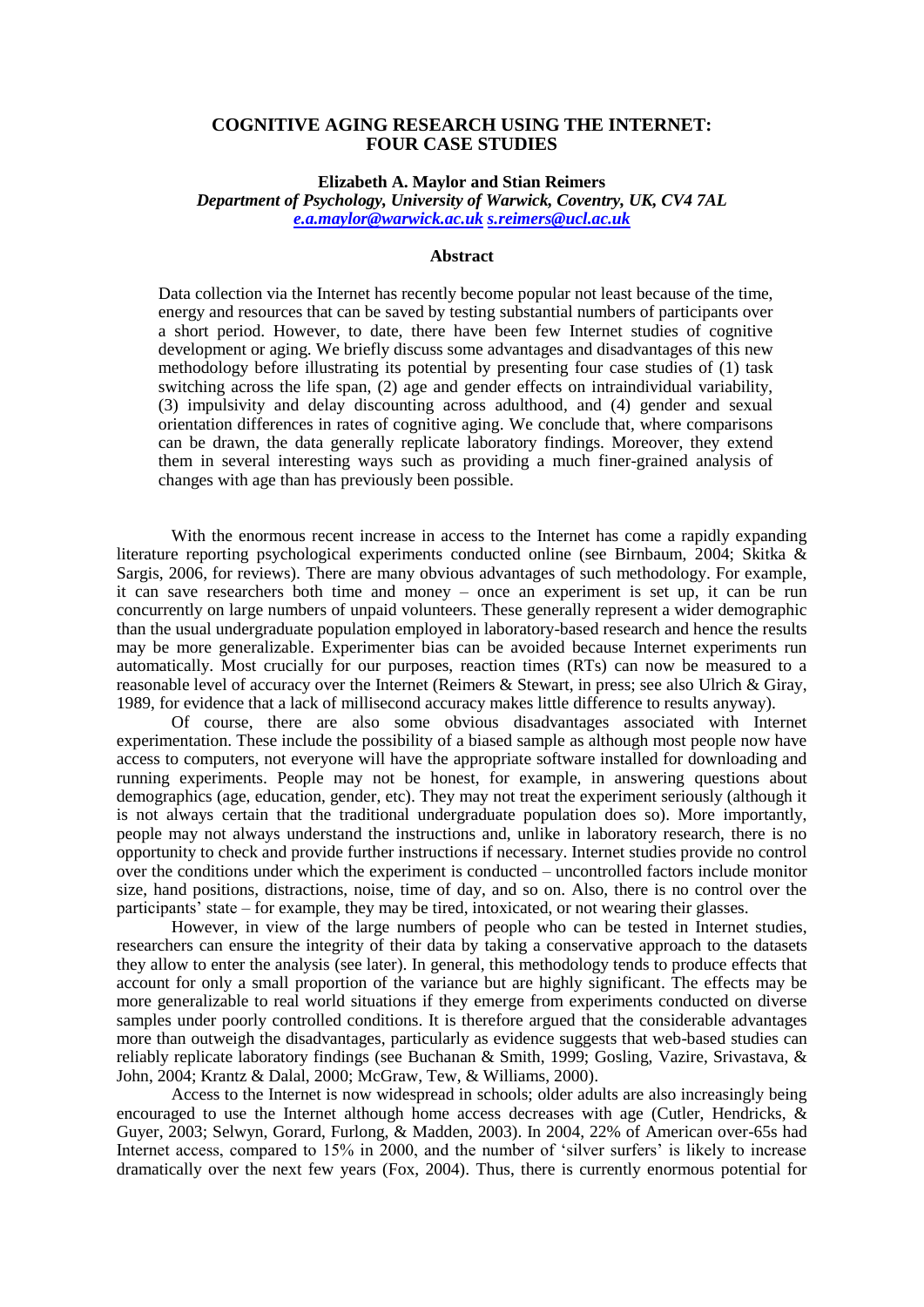# COGNITIVE AGING RESEARCH USING THE INTERNET: FOUR CASE STUDIES

**Elizabeth A. Maylor and Stian Reimers**

***Department of Psychology, University of Warwick, Coventry, UK, CV4 7AL***

*e.a.maylor@warwick.ac.uk s.reimers@ucl.ac.uk*

## Abstract

Data collection via the Internet has recently become popular not least because of the time, energy and resources that can be saved by testing substantial numbers of participants over a short period. However, to date, there have been few Internet studies of cognitive development or aging. We briefly discuss some advantages and disadvantages of this new methodology before illustrating its potential by presenting four case studies of (1) task switching across the life span, (2) age and gender effects on intraindividual variability, (3) impulsivity and delay discounting across adulthood, and (4) gender and sexual orientation differences in rates of cognitive aging. We conclude that, where comparisons can be drawn, the data generally replicate laboratory findings. Moreover, they extend them in several interesting ways such as providing a much finer-grained analysis of changes with age than has previously been possible.

With the enormous recent increase in access to the Internet has come a rapidly expanding literature reporting psychological experiments conducted online (see Birnbaum, 2004; Skitka & Sargis, 2006, for reviews). There are many obvious advantages of such methodology. For example, it can save researchers both time and money – once an experiment is set up, it can be run concurrently on large numbers of unpaid volunteers. These generally represent a wider demographic than the usual undergraduate population employed in laboratory-based research and hence the results may be more generalizable. Experimenter bias can be avoided because Internet experiments run automatically. Most crucially for our purposes, reaction times (RTs) can now be measured to a reasonable level of accuracy over the Internet (Reimers & Stewart, in press; see also Ulrich & Giray, 1989, for evidence that a lack of millisecond accuracy makes little difference to results anyway).

Of course, there are also some obvious disadvantages associated with Internet experimentation. These include the possibility of a biased sample as although most people now have access to computers, not everyone will have the appropriate software installed for downloading and running experiments. People may not be honest, for example, in answering questions about demographics (age, education, gender, etc). They may not treat the experiment seriously (although it is not always certain that the traditional undergraduate population does so). More importantly, people may not always understand the instructions and, unlike in laboratory research, there is no opportunity to check and provide further instructions if necessary. Internet studies provide no control over the conditions under which the experiment is conducted – uncontrolled factors include monitor size, hand positions, distractions, noise, time of day, and so on. Also, there is no control over the participants' state – for example, they may be tired, intoxicated, or not wearing their glasses.

However, in view of the large numbers of people who can be tested in Internet studies, researchers can ensure the integrity of their data by taking a conservative approach to the datasets they allow to enter the analysis (see later). In general, this methodology tends to produce effects that account for only a small proportion of the variance but are highly significant. The effects may be more generalizable to real world situations if they emerge from experiments conducted on diverse samples under poorly controlled conditions. It is therefore argued that the considerable advantages more than outweigh the disadvantages, particularly as evidence suggests that web-based studies can reliably replicate laboratory findings (see Buchanan & Smith, 1999; Gosling, Vazire, Srivastava, & John, 2004; Krantz & Dalal, 2000; McGraw, Tew, & Williams, 2000).

Access to the Internet is now widespread in schools; older adults are also increasingly being encouraged to use the Internet although home access decreases with age (Cutler, Hendricks, & Guyer, 2003; Selwyn, Gorard, Furlong, & Madden, 2003). In 2004, 22% of American over-65s had Internet access, compared to 15% in 2000, and the number of 'silver surfers' is likely to increase dramatically over the next few years (Fox, 2004). Thus, there is currently enormous potential for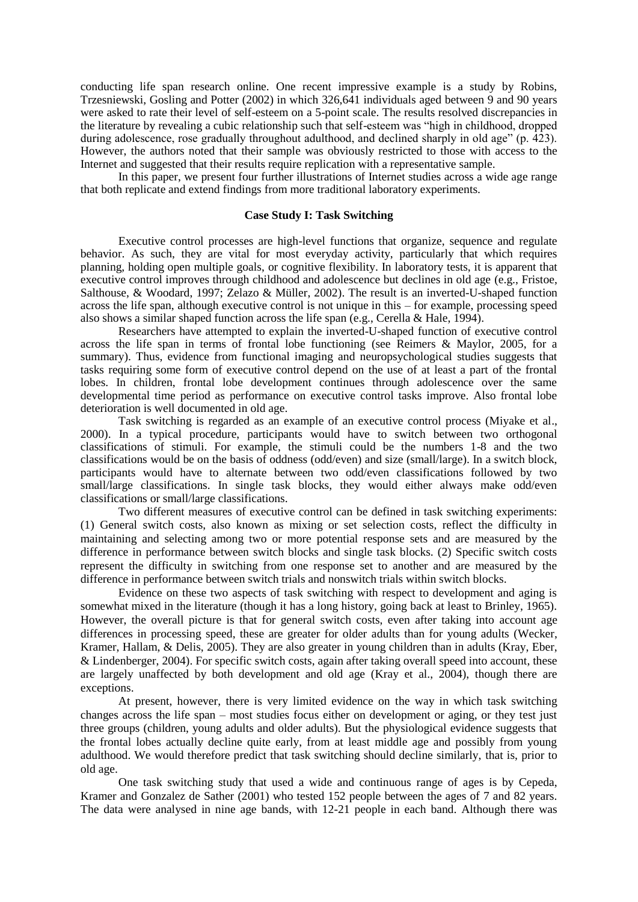conducting life span research online. One recent impressive example is a study by Robins, Trzesniewski, Gosling and Potter (2002) in which 326,641 individuals aged between 9 and 90 years were asked to rate their level of self-esteem on a 5-point scale. The results resolved discrepancies in the literature by revealing a cubic relationship such that self-esteem was "high in childhood, dropped during adolescence, rose gradually throughout adulthood, and declined sharply in old age" (p. 423). However, the authors noted that their sample was obviously restricted to those with access to the Internet and suggested that their results require replication with a representative sample.

In this paper, we present four further illustrations of Internet studies across a wide age range that both replicate and extend findings from more traditional laboratory experiments.

## Case Study I: Task Switching

Executive control processes are high-level functions that organize, sequence and regulate behavior. As such, they are vital for most everyday activity, particularly that which requires planning, holding open multiple goals, or cognitive flexibility. In laboratory tests, it is apparent that executive control improves through childhood and adolescence but declines in old age (e.g., Fristoe, Salthouse, & Woodard, 1997; Zelazo & Müller, 2002). The result is an inverted-U-shaped function across the life span, although executive control is not unique in this – for example, processing speed also shows a similar shaped function across the life span (e.g., Cerella & Hale, 1994).

Researchers have attempted to explain the inverted-U-shaped function of executive control across the life span in terms of frontal lobe functioning (see Reimers & Maylor, 2005, for a summary). Thus, evidence from functional imaging and neuropsychological studies suggests that tasks requiring some form of executive control depend on the use of at least a part of the frontal lobes. In children, frontal lobe development continues through adolescence over the same developmental time period as performance on executive control tasks improve. Also frontal lobe deterioration is well documented in old age.

Task switching is regarded as an example of an executive control process (Miyake et al., 2000). In a typical procedure, participants would have to switch between two orthogonal classifications of stimuli. For example, the stimuli could be the numbers 1-8 and the two classifications would be on the basis of oddness (odd/even) and size (small/large). In a switch block, participants would have to alternate between two odd/even classifications followed by two small/large classifications. In single task blocks, they would either always make odd/even classifications or small/large classifications.

Two different measures of executive control can be defined in task switching experiments: (1) General switch costs, also known as mixing or set selection costs, reflect the difficulty in maintaining and selecting among two or more potential response sets and are measured by the difference in performance between switch blocks and single task blocks. (2) Specific switch costs represent the difficulty in switching from one response set to another and are measured by the difference in performance between switch trials and nonswitch trials within switch blocks.

Evidence on these two aspects of task switching with respect to development and aging is somewhat mixed in the literature (though it has a long history, going back at least to Brinley, 1965). However, the overall picture is that for general switch costs, even after taking into account age differences in processing speed, these are greater for older adults than for young adults (Wecker, Kramer, Hallam, & Delis, 2005). They are also greater in young children than in adults (Kray, Eber, & Lindenberger, 2004). For specific switch costs, again after taking overall speed into account, these are largely unaffected by both development and old age (Kray et al., 2004), though there are exceptions.

At present, however, there is very limited evidence on the way in which task switching changes across the life span – most studies focus either on development or aging, or they test just three groups (children, young adults and older adults). But the physiological evidence suggests that the frontal lobes actually decline quite early, from at least middle age and possibly from young adulthood. We would therefore predict that task switching should decline similarly, that is, prior to old age.

One task switching study that used a wide and continuous range of ages is by Cepeda, Kramer and Gonzalez de Sather (2001) who tested 152 people between the ages of 7 and 82 years. The data were analysed in nine age bands, with 12-21 people in each band. Although there was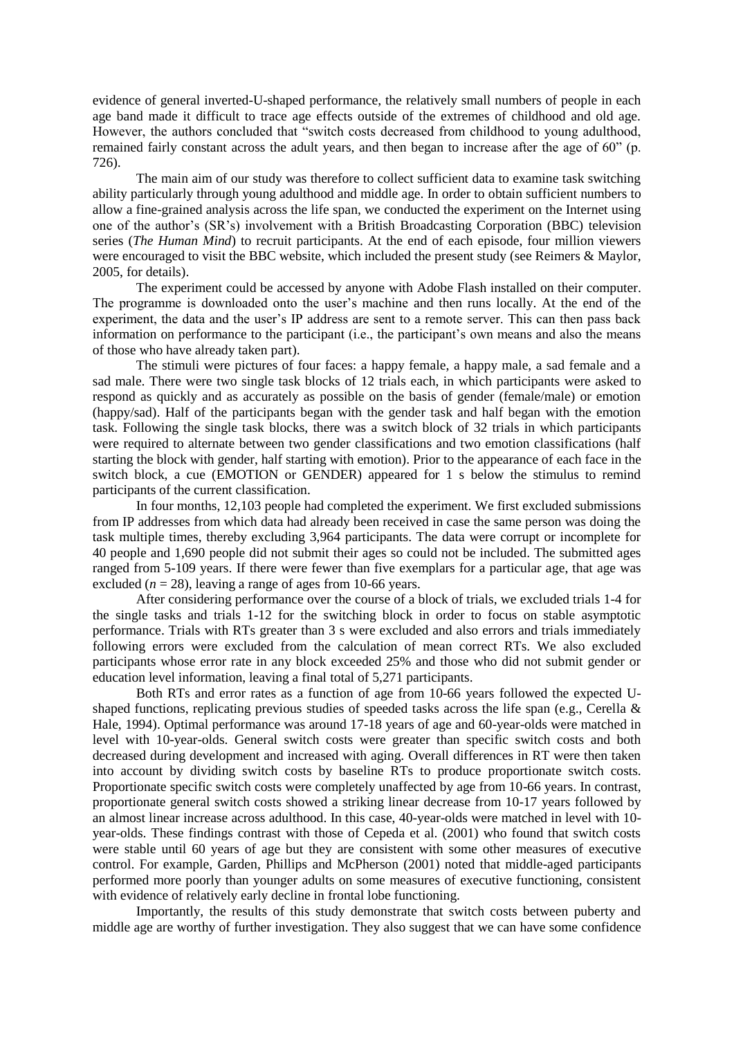evidence of general inverted-U-shaped performance, the relatively small numbers of people in each age band made it difficult to trace age effects outside of the extremes of childhood and old age. However, the authors concluded that "switch costs decreased from childhood to young adulthood, remained fairly constant across the adult years, and then began to increase after the age of 60" (p. 726).

The main aim of our study was therefore to collect sufficient data to examine task switching ability particularly through young adulthood and middle age. In order to obtain sufficient numbers to allow a fine-grained analysis across the life span, we conducted the experiment on the Internet using one of the author's (SR's) involvement with a British Broadcasting Corporation (BBC) television series (*The Human Mind*) to recruit participants. At the end of each episode, four million viewers were encouraged to visit the BBC website, which included the present study (see Reimers & Maylor, 2005, for details).

The experiment could be accessed by anyone with Adobe Flash installed on their computer. The programme is downloaded onto the user's machine and then runs locally. At the end of the experiment, the data and the user's IP address are sent to a remote server. This can then pass back information on performance to the participant (i.e., the participant's own means and also the means of those who have already taken part).

The stimuli were pictures of four faces: a happy female, a happy male, a sad female and a sad male. There were two single task blocks of 12 trials each, in which participants were asked to respond as quickly and as accurately as possible on the basis of gender (female/male) or emotion (happy/sad). Half of the participants began with the gender task and half began with the emotion task. Following the single task blocks, there was a switch block of 32 trials in which participants were required to alternate between two gender classifications and two emotion classifications (half starting the block with gender, half starting with emotion). Prior to the appearance of each face in the switch block, a cue (EMOTION or GENDER) appeared for 1 s below the stimulus to remind participants of the current classification.

In four months, 12,103 people had completed the experiment. We first excluded submissions from IP addresses from which data had already been received in case the same person was doing the task multiple times, thereby excluding 3,964 participants. The data were corrupt or incomplete for 40 people and 1,690 people did not submit their ages so could not be included. The submitted ages ranged from 5-109 years. If there were fewer than five exemplars for a particular age, that age was excluded ($n = 28$), leaving a range of ages from 10-66 years.

After considering performance over the course of a block of trials, we excluded trials 1-4 for the single tasks and trials 1-12 for the switching block in order to focus on stable asymptotic performance. Trials with RTs greater than 3 s were excluded and also errors and trials immediately following errors were excluded from the calculation of mean correct RTs. We also excluded participants whose error rate in any block exceeded 25% and those who did not submit gender or education level information, leaving a final total of 5,271 participants.

Both RTs and error rates as a function of age from 10-66 years followed the expected U-shaped functions, replicating previous studies of speeded tasks across the life span (e.g., Cerella & Hale, 1994). Optimal performance was around 17-18 years of age and 60-year-olds were matched in level with 10-year-olds. General switch costs were greater than specific switch costs and both decreased during development and increased with aging. Overall differences in RT were then taken into account by dividing switch costs by baseline RTs to produce proportionate switch costs. Proportionate specific switch costs were completely unaffected by age from 10-66 years. In contrast, proportionate general switch costs showed a striking linear decrease from 10-17 years followed by an almost linear increase across adulthood. In this case, 40-year-olds were matched in level with 10-year-olds. These findings contrast with those of Cepeda et al. (2001) who found that switch costs were stable until 60 years of age but they are consistent with some other measures of executive control. For example, Garden, Phillips and McPherson (2001) noted that middle-aged participants performed more poorly than younger adults on some measures of executive functioning, consistent with evidence of relatively early decline in frontal lobe functioning.

Importantly, the results of this study demonstrate that switch costs between puberty and middle age are worthy of further investigation. They also suggest that we can have some confidence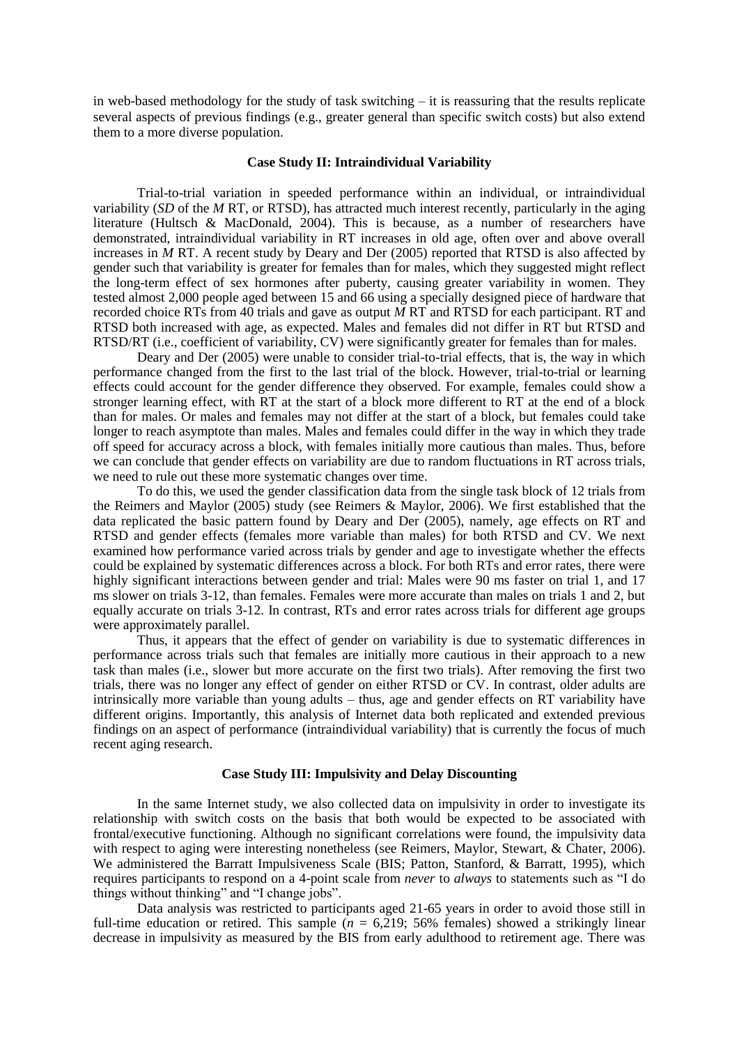in web-based methodology for the study of task switching – it is reassuring that the results replicate several aspects of previous findings (e.g., greater general than specific switch costs) but also extend them to a more diverse population.

### Case Study II: Intraindividual Variability

Trial-to-trial variation in speeded performance within an individual, or intraindividual variability (*SD* of the *M* RT, or RTSD), has attracted much interest recently, particularly in the aging literature (Hultsch & MacDonald, 2004). This is because, as a number of researchers have demonstrated, intraindividual variability in RT increases in old age, often over and above overall increases in *M* RT. A recent study by Deary and Der (2005) reported that RTSD is also affected by gender such that variability is greater for females than for males, which they suggested might reflect the long-term effect of sex hormones after puberty, causing greater variability in women. They tested almost 2,000 people aged between 15 and 66 using a specially designed piece of hardware that recorded choice RTs from 40 trials and gave as output *M* RT and RTSD for each participant. RT and RTSD both increased with age, as expected. Males and females did not differ in RT but RTSD and RTSD/RT (i.e., coefficient of variability, CV) were significantly greater for females than for males.

Deary and Der (2005) were unable to consider trial-to-trial effects, that is, the way in which performance changed from the first to the last trial of the block. However, trial-to-trial or learning effects could account for the gender difference they observed. For example, females could show a stronger learning effect, with RT at the start of a block more different to RT at the end of a block than for males. Or males and females may not differ at the start of a block, but females could take longer to reach asymptote than males. Males and females could differ in the way in which they trade off speed for accuracy across a block, with females initially more cautious than males. Thus, before we can conclude that gender effects on variability are due to random fluctuations in RT across trials, we need to rule out these more systematic changes over time.

To do this, we used the gender classification data from the single task block of 12 trials from the Reimers and Maylor (2005) study (see Reimers & Maylor, 2006). We first established that the data replicated the basic pattern found by Deary and Der (2005), namely, age effects on RT and RTSD and gender effects (females more variable than males) for both RTSD and CV. We next examined how performance varied across trials by gender and age to investigate whether the effects could be explained by systematic differences across a block. For both RTs and error rates, there were highly significant interactions between gender and trial: Males were 90 ms faster on trial 1, and 17 ms slower on trials 3-12, than females. Females were more accurate than males on trials 1 and 2, but equally accurate on trials 3-12. In contrast, RTs and error rates across trials for different age groups were approximately parallel.

Thus, it appears that the effect of gender on variability is due to systematic differences in performance across trials such that females are initially more cautious in their approach to a new task than males (i.e., slower but more accurate on the first two trials). After removing the first two trials, there was no longer any effect of gender on either RTSD or CV. In contrast, older adults are intrinsically more variable than young adults – thus, age and gender effects on RT variability have different origins. Importantly, this analysis of Internet data both replicated and extended previous findings on an aspect of performance (intraindividual variability) that is currently the focus of much recent aging research.

### Case Study III: Impulsivity and Delay Discounting

In the same Internet study, we also collected data on impulsivity in order to investigate its relationship with switch costs on the basis that both would be expected to be associated with frontal/executive functioning. Although no significant correlations were found, the impulsivity data with respect to aging were interesting nonetheless (see Reimers, Maylor, Stewart, & Chater, 2006). We administered the Barratt Impulsiveness Scale (BIS; Patton, Stanford, & Barratt, 1995), which requires participants to respond on a 4-point scale from *never* to *always* to statements such as "I do things without thinking" and "I change jobs".

Data analysis was restricted to participants aged 21-65 years in order to avoid those still in full-time education or retired. This sample ($n$ = 6,219; 56% females) showed a strikingly linear decrease in impulsivity as measured by the BIS from early adulthood to retirement age. There was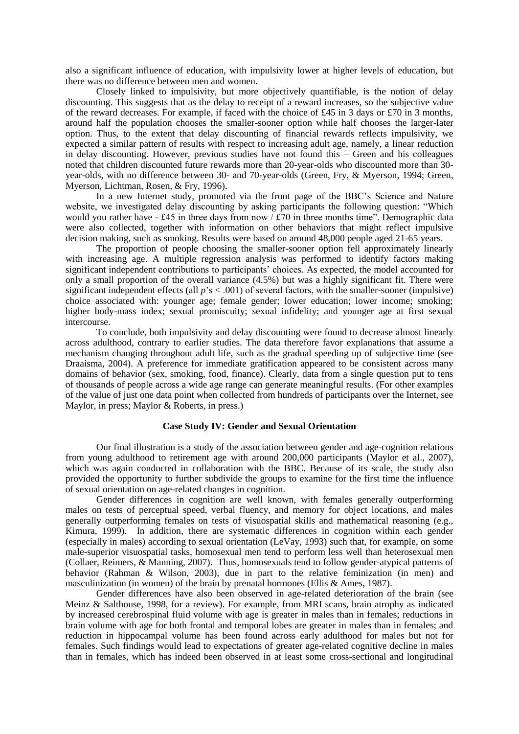also a significant influence of education, with impulsivity lower at higher levels of education, but there was no difference between men and women.

Closely linked to impulsivity, but more objectively quantifiable, is the notion of delay discounting. This suggests that as the delay to receipt of a reward increases, so the subjective value of the reward decreases. For example, if faced with the choice of £45 in 3 days or £70 in 3 months, around half the population chooses the smaller-sooner option while half chooses the larger-later option. Thus, to the extent that delay discounting of financial rewards reflects impulsivity, we expected a similar pattern of results with respect to increasing adult age, namely, a linear reduction in delay discounting. However, previous studies have not found this – Green and his colleagues noted that children discounted future rewards more than 20-year-olds who discounted more than 30-year-olds, with no difference between 30- and 70-year-olds (Green, Fry, & Myerson, 1994; Green, Myerson, Lichtman, Rosen, & Fry, 1996).

In a new Internet study, promoted via the front page of the BBC's Science and Nature website, we investigated delay discounting by asking participants the following question: "Which would you rather have - £45 in three days from now / £70 in three months time". Demographic data were also collected, together with information on other behaviors that might reflect impulsive decision making, such as smoking. Results were based on around 48,000 people aged 21-65 years.

The proportion of people choosing the smaller-sooner option fell approximately linearly with increasing age. A multiple regression analysis was performed to identify factors making significant independent contributions to participants' choices. As expected, the model accounted for only a small proportion of the overall variance (4.5%) but was a highly significant fit. There were significant independent effects (all $p$'s $< .001$) of several factors, with the smaller-sooner (impulsive) choice associated with: younger age; female gender; lower education; lower income; smoking; higher body-mass index; sexual promiscuity; sexual infidelity; and younger age at first sexual intercourse.

To conclude, both impulsivity and delay discounting were found to decrease almost linearly across adulthood, contrary to earlier studies. The data therefore favor explanations that assume a mechanism changing throughout adult life, such as the gradual speeding up of subjective time (see Draaisma, 2004). A preference for immediate gratification appeared to be consistent across many domains of behavior (sex, smoking, food, finance). Clearly, data from a single question put to tens of thousands of people across a wide age range can generate meaningful results. (For other examples of the value of just one data point when collected from hundreds of participants over the Internet, see Maylor, in press; Maylor & Roberts, in press.)

### Case Study IV: Gender and Sexual Orientation

Our final illustration is a study of the association between gender and age-cognition relations from young adulthood to retirement age with around 200,000 participants (Maylor et al., 2007), which was again conducted in collaboration with the BBC. Because of its scale, the study also provided the opportunity to further subdivide the groups to examine for the first time the influence of sexual orientation on age-related changes in cognition.

Gender differences in cognition are well known, with females generally outperforming males on tests of perceptual speed, verbal fluency, and memory for object locations, and males generally outperforming females on tests of visuospatial skills and mathematical reasoning (e.g., Kimura, 1999). In addition, there are systematic differences in cognition within each gender (especially in males) according to sexual orientation (LeVay, 1993) such that, for example, on some male-superior visuospatial tasks, homosexual men tend to perform less well than heterosexual men (Collaer, Reimers, & Manning, 2007). Thus, homosexuals tend to follow gender-atypical patterns of behavior (Rahman & Wilson, 2003), due in part to the relative feminization (in men) and masculinization (in women) of the brain by prenatal hormones (Ellis & Ames, 1987).

Gender differences have also been observed in age-related deterioration of the brain (see Meinz & Salthouse, 1998, for a review). For example, from MRI scans, brain atrophy as indicated by increased cerebrospinal fluid volume with age is greater in males than in females; reductions in brain volume with age for both frontal and temporal lobes are greater in males than in females; and reduction in hippocampal volume has been found across early adulthood for males but not for females. Such findings would lead to expectations of greater age-related cognitive decline in males than in females, which has indeed been observed in at least some cross-sectional and longitudinal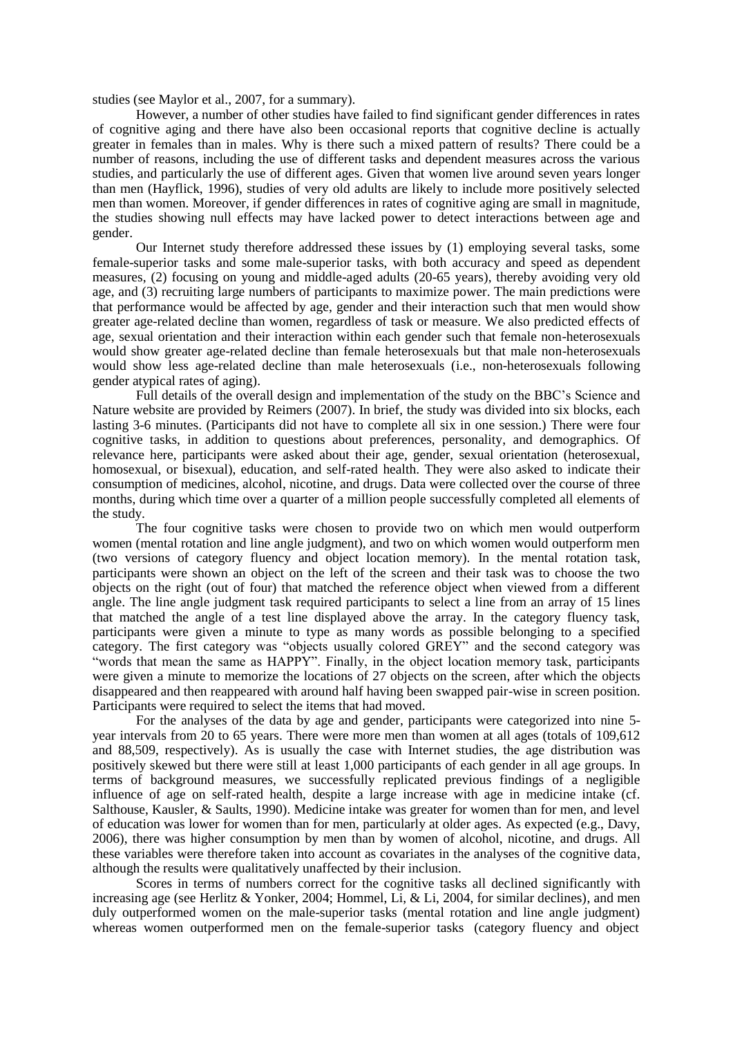studies (see Maylor et al., 2007, for a summary).

However, a number of other studies have failed to find significant gender differences in rates of cognitive aging and there have also been occasional reports that cognitive decline is actually greater in females than in males. Why is there such a mixed pattern of results? There could be a number of reasons, including the use of different tasks and dependent measures across the various studies, and particularly the use of different ages. Given that women live around seven years longer than men (Hayflick, 1996), studies of very old adults are likely to include more positively selected men than women. Moreover, if gender differences in rates of cognitive aging are small in magnitude, the studies showing null effects may have lacked power to detect interactions between age and gender.

Our Internet study therefore addressed these issues by (1) employing several tasks, some female-superior tasks and some male-superior tasks, with both accuracy and speed as dependent measures, (2) focusing on young and middle-aged adults (20-65 years), thereby avoiding very old age, and (3) recruiting large numbers of participants to maximize power. The main predictions were that performance would be affected by age, gender and their interaction such that men would show greater age-related decline than women, regardless of task or measure. We also predicted effects of age, sexual orientation and their interaction within each gender such that female non-heterosexuals would show greater age-related decline than female heterosexuals but that male non-heterosexuals would show less age-related decline than male heterosexuals (i.e., non-heterosexuals following gender atypical rates of aging).

Full details of the overall design and implementation of the study on the BBC's Science and Nature website are provided by Reimers (2007). In brief, the study was divided into six blocks, each lasting 3-6 minutes. (Participants did not have to complete all six in one session.) There were four cognitive tasks, in addition to questions about preferences, personality, and demographics. Of relevance here, participants were asked about their age, gender, sexual orientation (heterosexual, homosexual, or bisexual), education, and self-rated health. They were also asked to indicate their consumption of medicines, alcohol, nicotine, and drugs. Data were collected over the course of three months, during which time over a quarter of a million people successfully completed all elements of the study.

The four cognitive tasks were chosen to provide two on which men would outperform women (mental rotation and line angle judgment), and two on which women would outperform men (two versions of category fluency and object location memory). In the mental rotation task, participants were shown an object on the left of the screen and their task was to choose the two objects on the right (out of four) that matched the reference object when viewed from a different angle. The line angle judgment task required participants to select a line from an array of 15 lines that matched the angle of a test line displayed above the array. In the category fluency task, participants were given a minute to type as many words as possible belonging to a specified category. The first category was "objects usually colored GREY" and the second category was "words that mean the same as HAPPY". Finally, in the object location memory task, participants were given a minute to memorize the locations of 27 objects on the screen, after which the objects disappeared and then reappeared with around half having been swapped pair-wise in screen position. Participants were required to select the items that had moved.

For the analyses of the data by age and gender, participants were categorized into nine 5-year intervals from 20 to 65 years. There were more men than women at all ages (totals of 109,612 and 88,509, respectively). As is usually the case with Internet studies, the age distribution was positively skewed but there were still at least 1,000 participants of each gender in all age groups. In terms of background measures, we successfully replicated previous findings of a negligible influence of age on self-rated health, despite a large increase with age in medicine intake (cf. Salthouse, Kausler, & Saults, 1990). Medicine intake was greater for women than for men, and level of education was lower for women than for men, particularly at older ages. As expected (e.g., Davy, 2006), there was higher consumption by men than by women of alcohol, nicotine, and drugs. All these variables were therefore taken into account as covariates in the analyses of the cognitive data, although the results were qualitatively unaffected by their inclusion.

Scores in terms of numbers correct for the cognitive tasks all declined significantly with increasing age (see Herlitz & Yonker, 2004; Hommel, Li, & Li, 2004, for similar declines), and men duly outperformed women on the male-superior tasks (mental rotation and line angle judgment) whereas women outperformed men on the female-superior tasks (category fluency and object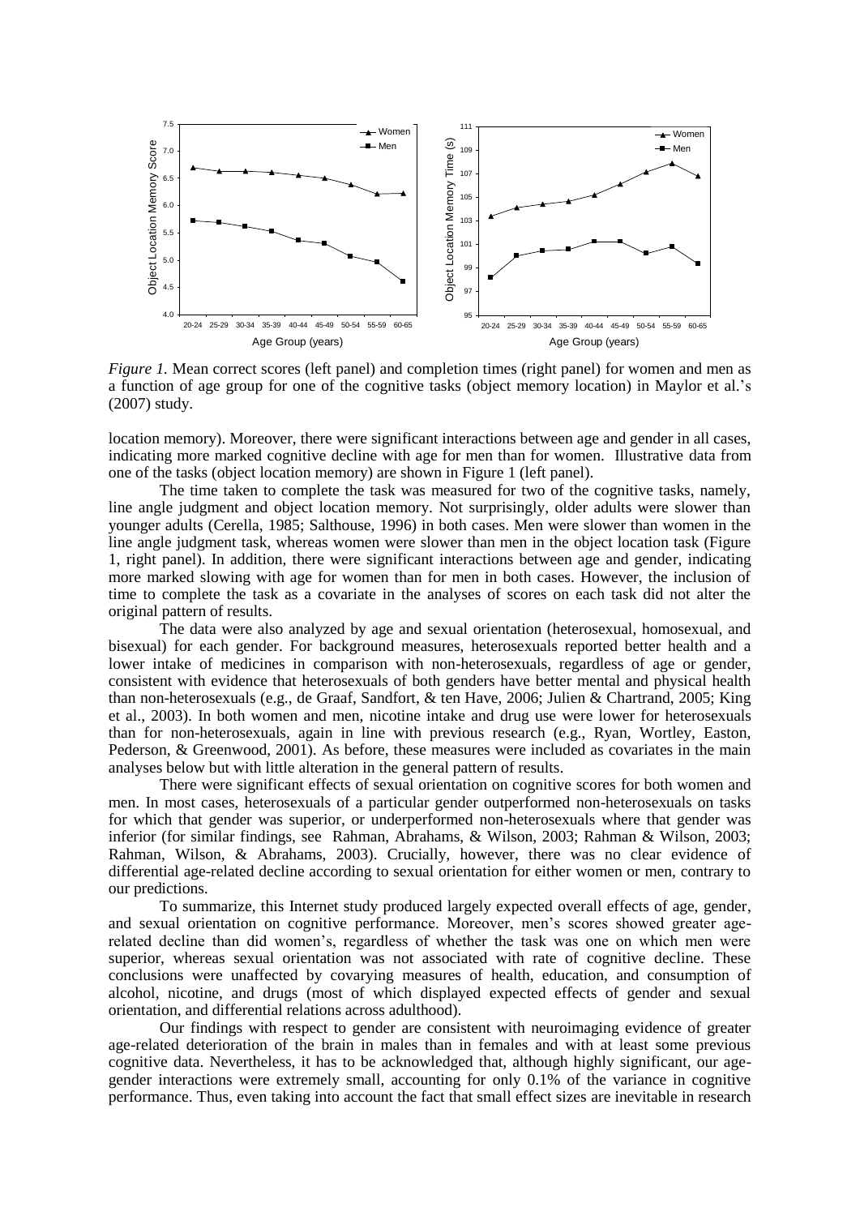*Figure 1.* Mean correct scores (left panel) and completion times (right panel) for women and men as a function of age group for one of the cognitive tasks (object memory location) in Maylor et al.'s (2007) study.

location memory). Moreover, there were significant interactions between age and gender in all cases, indicating more marked cognitive decline with age for men than for women. Illustrative data from one of the tasks (object location memory) are shown in Figure 1 (left panel).

The time taken to complete the task was measured for two of the cognitive tasks, namely, line angle judgment and object location memory. Not surprisingly, older adults were slower than younger adults (Cerella, 1985; Salthouse, 1996) in both cases. Men were slower than women in the line angle judgment task, whereas women were slower than men in the object location task (Figure 1, right panel). In addition, there were significant interactions between age and gender, indicating more marked slowing with age for women than for men in both cases. However, the inclusion of time to complete the task as a covariate in the analyses of scores on each task did not alter the original pattern of results.

The data were also analyzed by age and sexual orientation (heterosexual, homosexual, and bisexual) for each gender. For background measures, heterosexuals reported better health and a lower intake of medicines in comparison with non-heterosexuals, regardless of age or gender, consistent with evidence that heterosexuals of both genders have better mental and physical health than non-heterosexuals (e.g., de Graaf, Sandfort, & ten Have, 2006; Julien & Chartrand, 2005; King et al., 2003). In both women and men, nicotine intake and drug use were lower for heterosexuals than for non-heterosexuals, again in line with previous research (e.g., Ryan, Wortley, Easton, Pederson, & Greenwood, 2001). As before, these measures were included as covariates in the main analyses below but with little alteration in the general pattern of results.

There were significant effects of sexual orientation on cognitive scores for both women and men. In most cases, heterosexuals of a particular gender outperformed non-heterosexuals on tasks for which that gender was superior, or underperformed non-heterosexuals where that gender was inferior (for similar findings, see Rahman, Abrahams, & Wilson, 2003; Rahman & Wilson, 2003; Rahman, Wilson, & Abrahams, 2003). Crucially, however, there was no clear evidence of differential age-related decline according to sexual orientation for either women or men, contrary to our predictions.

To summarize, this Internet study produced largely expected overall effects of age, gender, and sexual orientation on cognitive performance. Moreover, men's scores showed greater age-related decline than did women's, regardless of whether the task was one on which men were superior, whereas sexual orientation was not associated with rate of cognitive decline. These conclusions were unaffected by covarying measures of health, education, and consumption of alcohol, nicotine, and drugs (most of which displayed expected effects of gender and sexual orientation, and differential relations across adulthood).

Our findings with respect to gender are consistent with neuroimaging evidence of greater age-related deterioration of the brain in males than in females and with at least some previous cognitive data. Nevertheless, it has to be acknowledged that, although highly significant, our age-gender interactions were extremely small, accounting for only 0.1% of the variance in cognitive performance. Thus, even taking into account the fact that small effect sizes are inevitable in research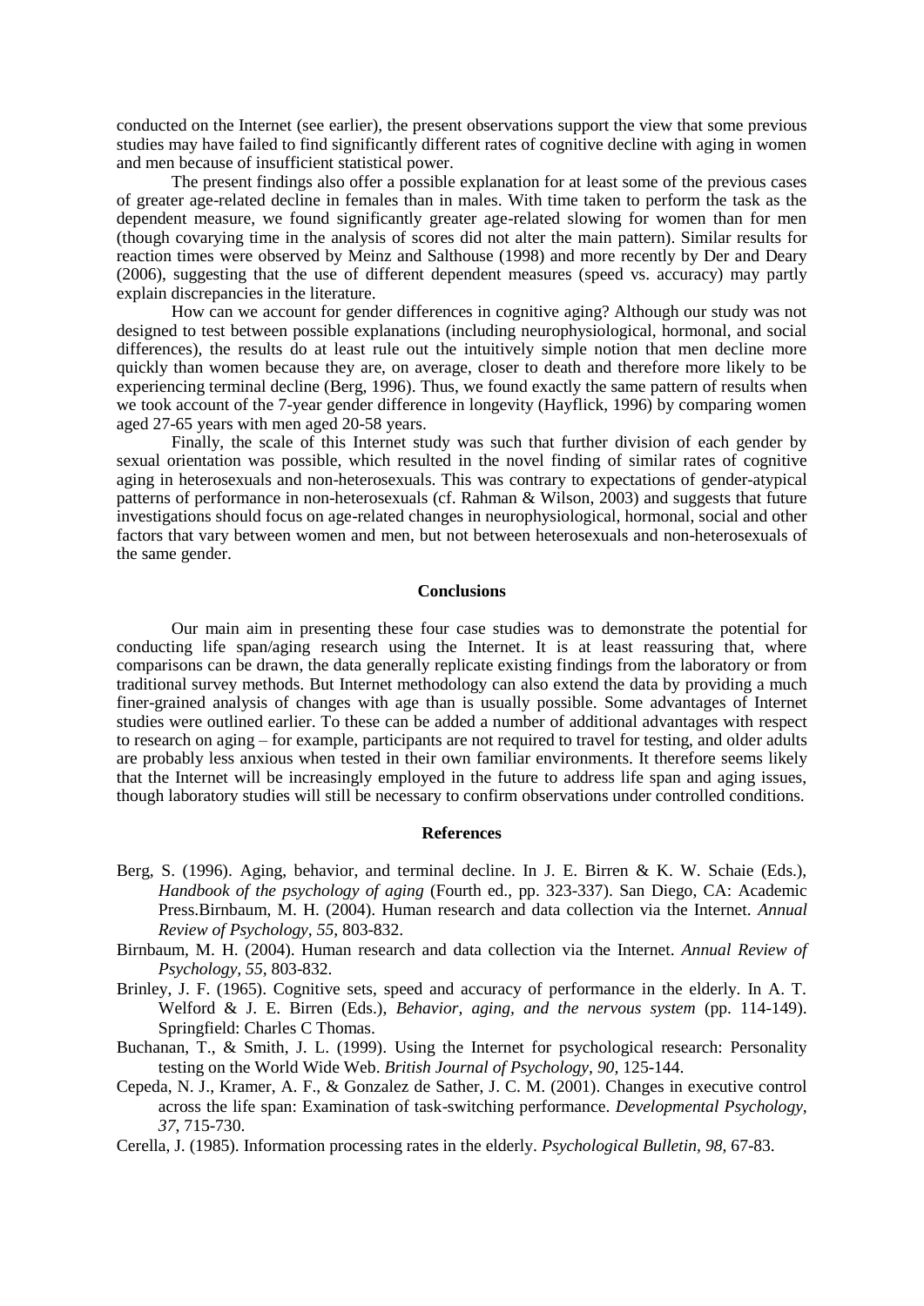conducted on the Internet (see earlier), the present observations support the view that some previous studies may have failed to find significantly different rates of cognitive decline with aging in women and men because of insufficient statistical power.

The present findings also offer a possible explanation for at least some of the previous cases of greater age-related decline in females than in males. With time taken to perform the task as the dependent measure, we found significantly greater age-related slowing for women than for men (though covarying time in the analysis of scores did not alter the main pattern). Similar results for reaction times were observed by Meinz and Salthouse (1998) and more recently by Der and Deary (2006), suggesting that the use of different dependent measures (speed vs. accuracy) may partly explain discrepancies in the literature.

How can we account for gender differences in cognitive aging? Although our study was not designed to test between possible explanations (including neurophysiological, hormonal, and social differences), the results do at least rule out the intuitively simple notion that men decline more quickly than women because they are, on average, closer to death and therefore more likely to be experiencing terminal decline (Berg, 1996). Thus, we found exactly the same pattern of results when we took account of the 7-year gender difference in longevity (Hayflick, 1996) by comparing women aged 27-65 years with men aged 20-58 years.

Finally, the scale of this Internet study was such that further division of each gender by sexual orientation was possible, which resulted in the novel finding of similar rates of cognitive aging in heterosexuals and non-heterosexuals. This was contrary to expectations of gender-atypical patterns of performance in non-heterosexuals (cf. Rahman & Wilson, 2003) and suggests that future investigations should focus on age-related changes in neurophysiological, hormonal, social and other factors that vary between women and men, but not between heterosexuals and non-heterosexuals of the same gender.

## Conclusions

Our main aim in presenting these four case studies was to demonstrate the potential for conducting life span/aging research using the Internet. It is at least reassuring that, where comparisons can be drawn, the data generally replicate existing findings from the laboratory or from traditional survey methods. But Internet methodology can also extend the data by providing a much finer-grained analysis of changes with age than is usually possible. Some advantages of Internet studies were outlined earlier. To these can be added a number of additional advantages with respect to research on aging – for example, participants are not required to travel for testing, and older adults are probably less anxious when tested in their own familiar environments. It therefore seems likely that the Internet will be increasingly employed in the future to address life span and aging issues, though laboratory studies will still be necessary to confirm observations under controlled conditions.

## References

Berg, S. (1996). Aging, behavior, and terminal decline. In J. E. Birren & K. W. Schaie (Eds.), *Handbook of the psychology of aging* (Fourth ed., pp. 323-337). San Diego, CA: Academic Press.Birnbaum, M. H. (2004). Human research and data collection via the Internet. *Annual Review of Psychology, 55,* 803-832.

Birnbaum, M. H. (2004). Human research and data collection via the Internet. *Annual Review of Psychology, 55,* 803-832.

Brinley, J. F. (1965). Cognitive sets, speed and accuracy of performance in the elderly. In A. T. Welford & J. E. Birren (Eds.), *Behavior, aging, and the nervous system* (pp. 114-149). Springfield: Charles C Thomas.

Buchanan, T., & Smith, J. L. (1999). Using the Internet for psychological research: Personality testing on the World Wide Web. *British Journal of Psychology, 90,* 125-144.

Cepeda, N. J., Kramer, A. F., & Gonzalez de Sather, J. C. M. (2001). Changes in executive control across the life span: Examination of task-switching performance. *Developmental Psychology, 37,* 715-730.

Cerella, J. (1985). Information processing rates in the elderly. *Psychological Bulletin, 98,* 67-83.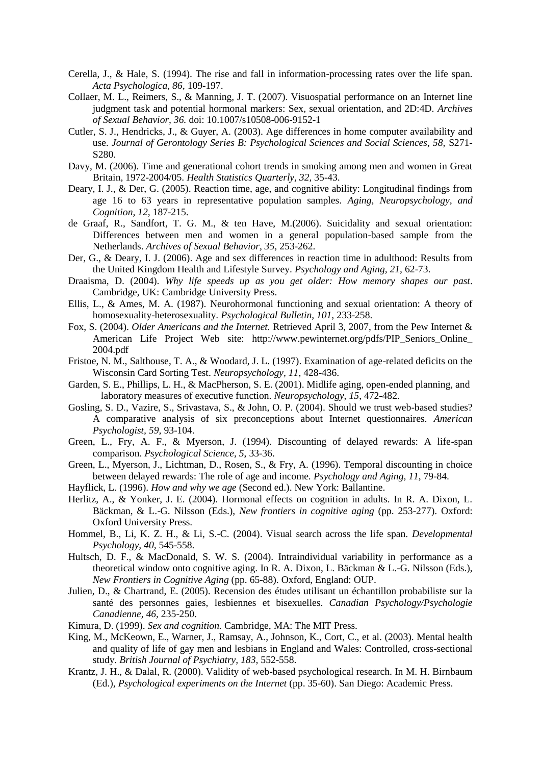Cerella, J., & Hale, S. (1994). The rise and fall in information-processing rates over the life span. *Acta Psychologica, 86,* 109-197.

Collaer, M. L., Reimers, S., & Manning, J. T. (2007). Visuospatial performance on an Internet line judgment task and potential hormonal markers: Sex, sexual orientation, and 2D:4D. *Archives of Sexual Behavior, 36.* doi: 10.1007/s10508-006-9152-1

Cutler, S. J., Hendricks, J., & Guyer, A. (2003). Age differences in home computer availability and use. *Journal of Gerontology Series B: Psychological Sciences and Social Sciences, 58,* S271-S280.

Davy, M. (2006). Time and generational cohort trends in smoking among men and women in Great Britain, 1972-2004/05. *Health Statistics Quarterly, 32,* 35-43.

Deary, I. J., & Der, G. (2005). Reaction time, age, and cognitive ability: Longitudinal findings from age 16 to 63 years in representative population samples. *Aging, Neuropsychology, and Cognition, 12,* 187-215.

de Graaf, R., Sandfort, T. G. M., & ten Have, M.(2006). Suicidality and sexual orientation: Differences between men and women in a general population-based sample from the Netherlands. *Archives of Sexual Behavior, 35,* 253-262.

Der, G., & Deary, I. J. (2006). Age and sex differences in reaction time in adulthood: Results from the United Kingdom Health and Lifestyle Survey. *Psychology and Aging, 21,* 62-73.

Draaisma, D. (2004). *Why life speeds up as you get older: How memory shapes our past*. Cambridge, UK: Cambridge University Press.

Ellis, L., & Ames, M. A. (1987). Neurohormonal functioning and sexual orientation: A theory of homosexuality-heterosexuality. *Psychological Bulletin, 101,* 233-258.

Fox, S. (2004). *Older Americans and the Internet.* Retrieved April 3, 2007, from the Pew Internet & American Life Project Web site: http://www.pewinternet.org/pdfs/PIP_Seniors_Online_2004.pdf

Fristoe, N. M., Salthouse, T. A., & Woodard, J. L. (1997). Examination of age-related deficits on the Wisconsin Card Sorting Test. *Neuropsychology, 11,* 428-436.

Garden, S. E., Phillips, L. H., & MacPherson, S. E. (2001). Midlife aging, open-ended planning, and laboratory measures of executive function. *Neuropsychology, 15,* 472-482.

Gosling, S. D., Vazire, S., Srivastava, S., & John, O. P. (2004). Should we trust web-based studies? A comparative analysis of six preconceptions about Internet questionnaires. *American Psychologist, 59,* 93-104.

Green, L., Fry, A. F., & Myerson, J. (1994). Discounting of delayed rewards: A life-span comparison. *Psychological Science, 5,* 33-36.

Green, L., Myerson, J., Lichtman, D., Rosen, S., & Fry, A. (1996). Temporal discounting in choice between delayed rewards: The role of age and income. *Psychology and Aging, 11,* 79-84.

Hayflick, L. (1996). *How and why we age* (Second ed.). New York: Ballantine.

Herlitz, A., & Yonker, J. E. (2004). Hormonal effects on cognition in adults. In R. A. Dixon, L. Bäckman, & L.-G. Nilsson (Eds.), *New frontiers in cognitive aging* (pp. 253-277). Oxford: Oxford University Press.

Hommel, B., Li, K. Z. H., & Li, S.-C. (2004). Visual search across the life span. *Developmental Psychology, 40,* 545-558.

Hultsch, D. F., & MacDonald, S. W. S. (2004). Intraindividual variability in performance as a theoretical window onto cognitive aging. In R. A. Dixon, L. Bäckman & L.-G. Nilsson (Eds.), *New Frontiers in Cognitive Aging* (pp. 65-88). Oxford, England: OUP.

Julien, D., & Chartrand, E. (2005). Recension des études utilisant un échantillon probabiliste sur la santé des personnes gaies, lesbiennes et bisexuelles. *Canadian Psychology/Psychologie Canadienne, 46,* 235-250.

Kimura, D. (1999). *Sex and cognition.* Cambridge, MA: The MIT Press.

King, M., McKeown, E., Warner, J., Ramsay, A., Johnson, K., Cort, C., et al. (2003). Mental health and quality of life of gay men and lesbians in England and Wales: Controlled, cross-sectional study. *British Journal of Psychiatry, 183,* 552-558.

Krantz, J. H., & Dalal, R. (2000). Validity of web-based psychological research. In M. H. Birnbaum (Ed.), *Psychological experiments on the Internet* (pp. 35-60). San Diego: Academic Press.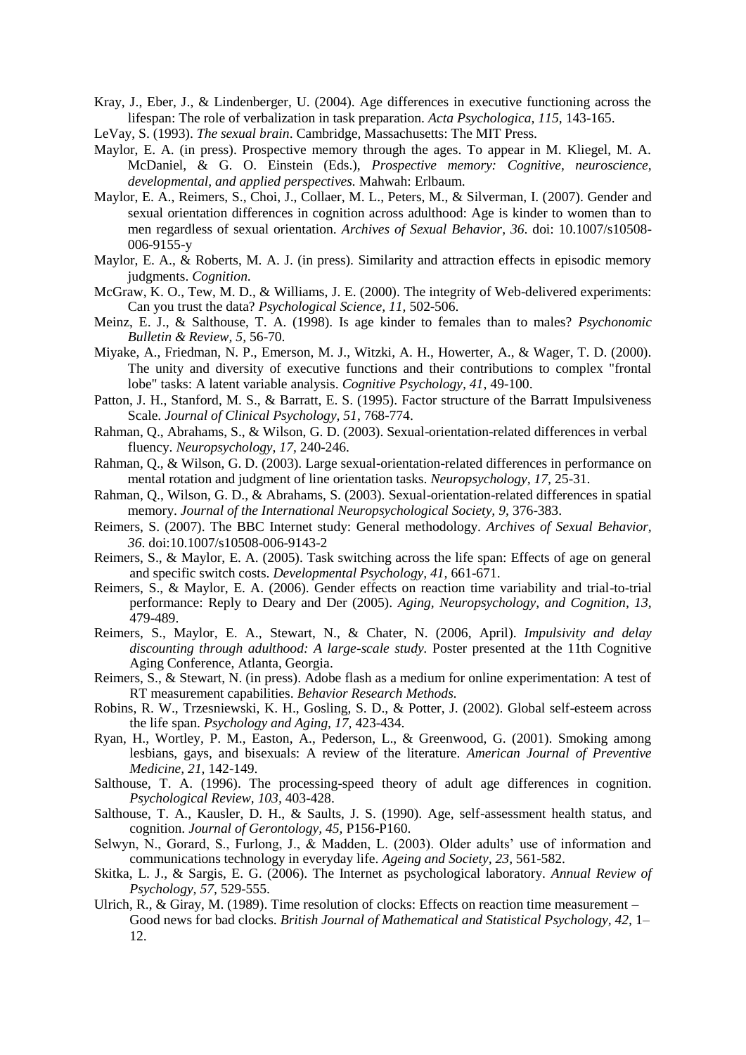Kray, J., Eber, J., & Lindenberger, U. (2004). Age differences in executive functioning across the lifespan: The role of verbalization in task preparation. *Acta Psychologica, 115*, 143-165.

LeVay, S. (1993). *The sexual brain*. Cambridge, Massachusetts: The MIT Press.

Maylor, E. A. (in press). Prospective memory through the ages. To appear in M. Kliegel, M. A. McDaniel, & G. O. Einstein (Eds.), *Prospective memory: Cognitive, neuroscience, developmental, and applied perspectives*. Mahwah: Erlbaum.

Maylor, E. A., Reimers, S., Choi, J., Collaer, M. L., Peters, M., & Silverman, I. (2007). Gender and sexual orientation differences in cognition across adulthood: Age is kinder to women than to men regardless of sexual orientation. *Archives of Sexual Behavior, 36*. doi: 10.1007/s10508-006-9155-y

Maylor, E. A., & Roberts, M. A. J. (in press). Similarity and attraction effects in episodic memory judgments. *Cognition*.

McGraw, K. O., Tew, M. D., & Williams, J. E. (2000). The integrity of Web-delivered experiments: Can you trust the data? *Psychological Science, 11*, 502-506.

Meinz, E. J., & Salthouse, T. A. (1998). Is age kinder to females than to males? *Psychonomic Bulletin & Review, 5*, 56-70.

Miyake, A., Friedman, N. P., Emerson, M. J., Witzki, A. H., Howerter, A., & Wager, T. D. (2000). The unity and diversity of executive functions and their contributions to complex "frontal lobe" tasks: A latent variable analysis. *Cognitive Psychology, 41*, 49-100.

Patton, J. H., Stanford, M. S., & Barratt, E. S. (1995). Factor structure of the Barratt Impulsiveness Scale. *Journal of Clinical Psychology, 51*, 768-774.

Rahman, Q., Abrahams, S., & Wilson, G. D. (2003). Sexual-orientation-related differences in verbal fluency. *Neuropsychology, 17*, 240-246.

Rahman, Q., & Wilson, G. D. (2003). Large sexual-orientation-related differences in performance on mental rotation and judgment of line orientation tasks. *Neuropsychology, 17*, 25-31.

Rahman, Q., Wilson, G. D., & Abrahams, S. (2003). Sexual-orientation-related differences in spatial memory. *Journal of the International Neuropsychological Society, 9*, 376-383.

Reimers, S. (2007). The BBC Internet study: General methodology. *Archives of Sexual Behavior, 36*. doi:10.1007/s10508-006-9143-2

Reimers, S., & Maylor, E. A. (2005). Task switching across the life span: Effects of age on general and specific switch costs. *Developmental Psychology, 41*, 661-671.

Reimers, S., & Maylor, E. A. (2006). Gender effects on reaction time variability and trial-to-trial performance: Reply to Deary and Der (2005). *Aging, Neuropsychology, and Cognition, 13*, 479-489.

Reimers, S., Maylor, E. A., Stewart, N., & Chater, N. (2006, April). *Impulsivity and delay discounting through adulthood: A large-scale study.* Poster presented at the 11th Cognitive Aging Conference, Atlanta, Georgia.

Reimers, S., & Stewart, N. (in press). Adobe flash as a medium for online experimentation: A test of RT measurement capabilities. *Behavior Research Methods*.

Robins, R. W., Trzesniewski, K. H., Gosling, S. D., & Potter, J. (2002). Global self-esteem across the life span. *Psychology and Aging, 17*, 423-434.

Ryan, H., Wortley, P. M., Easton, A., Pederson, L., & Greenwood, G. (2001). Smoking among lesbians, gays, and bisexuals: A review of the literature. *American Journal of Preventive Medicine, 21*, 142-149.

Salthouse, T. A. (1996). The processing-speed theory of adult age differences in cognition. *Psychological Review, 103*, 403-428.

Salthouse, T. A., Kausler, D. H., & Saults, J. S. (1990). Age, self-assessment health status, and cognition. *Journal of Gerontology, 45*, P156-P160.

Selwyn, N., Gorard, S., Furlong, J., & Madden, L. (2003). Older adults' use of information and communications technology in everyday life. *Ageing and Society, 23*, 561-582.

Skitka, L. J., & Sargis, E. G. (2006). The Internet as psychological laboratory. *Annual Review of Psychology, 57*, 529-555.

Ulrich, R., & Giray, M. (1989). Time resolution of clocks: Effects on reaction time measurement – Good news for bad clocks. *British Journal of Mathematical and Statistical Psychology, 42*, 1–12.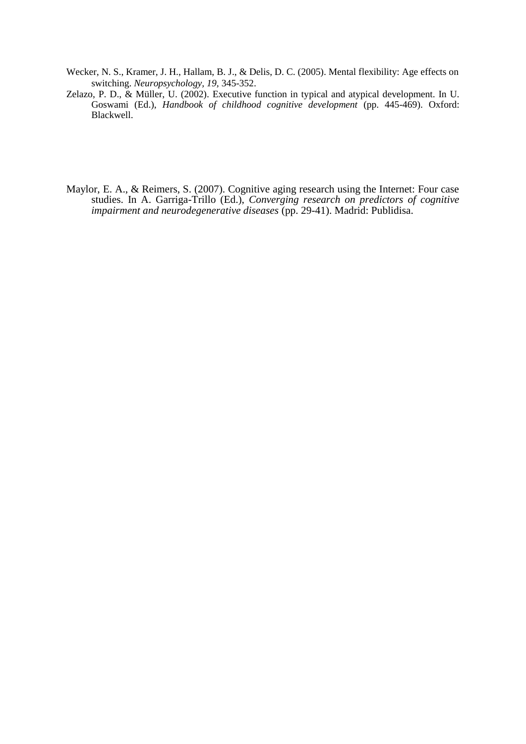Wecker, N. S., Kramer, J. H., Hallam, B. J., & Delis, D. C. (2005). Mental flexibility: Age effects on switching. *Neuropsychology, 19,* 345-352.

Zelazo, P. D., & Müller, U. (2002). Executive function in typical and atypical development. In U. Goswami (Ed.), *Handbook of childhood cognitive development* (pp. 445-469). Oxford: Blackwell.

Maylor, E. A., & Reimers, S. (2007). Cognitive aging research using the Internet: Four case studies. In A. Garriga-Trillo (Ed.), *Converging research on predictors of cognitive impairment and neurodegenerative diseases* (pp. 29-41). Madrid: Publidisa.